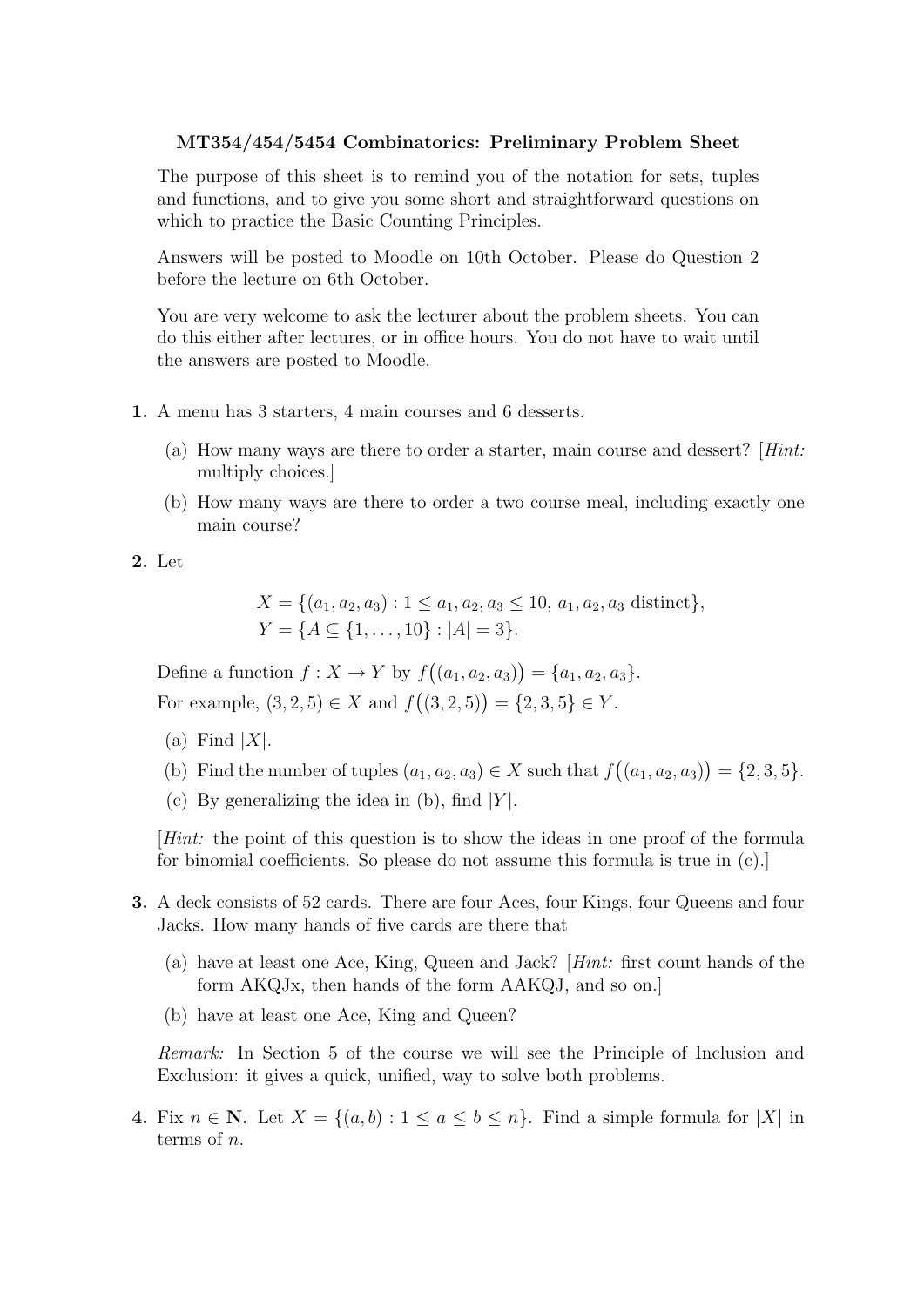**MT354/454/5454 Combinatorics: Preliminary Problem Sheet**

The purpose of this sheet is to remind you of the notation for sets, tuples and functions, and to give you some short and straightforward questions on which to practice the Basic Counting Principles.

Answers will be posted to Moodle on 10th October. Please do Question 2 before the lecture on 6th October.

You are very welcome to ask the lecturer about the problem sheets. You can do this either after lectures, or in office hours. You do not have to wait until the answers are posted to Moodle.

**1.** A menu has 3 starters, 4 main courses and 6 desserts.

(a) How many ways are there to order a starter, main course and dessert? [*Hint:* multiply choices.]

(b) How many ways are there to order a two course meal, including exactly one main course?

**2.** Let

$$X = \{(a_1, a_2, a_3) : 1 \leq a_1, a_2, a_3 \leq 10,\ a_1, a_2, a_3 \text{ distinct}\},$$
$$Y = \{A \subseteq \{1, \ldots, 10\} : |A| = 3\}.$$

Define a function $f : X \to Y$ by $f\big((a_1, a_2, a_3)\big) = \{a_1, a_2, a_3\}$.
For example, $(3, 2, 5) \in X$ and $f\big((3, 2, 5)\big) = \{2, 3, 5\} \in Y$.

(a) Find $|X|$.

(b) Find the number of tuples $(a_1, a_2, a_3) \in X$ such that $f\big((a_1, a_2, a_3)\big) = \{2, 3, 5\}$.

(c) By generalizing the idea in (b), find $|Y|$.

[*Hint:* the point of this question is to show the ideas in one proof of the formula for binomial coefficients. So please do not assume this formula is true in (c).]

**3.** A deck consists of 52 cards. There are four Aces, four Kings, four Queens and four Jacks. How many hands of five cards are there that

(a) have at least one Ace, King, Queen and Jack? [*Hint:* first count hands of the form AKQJx, then hands of the form AAKQJ, and so on.]

(b) have at least one Ace, King and Queen?

*Remark:* In Section 5 of the course we will see the Principle of Inclusion and Exclusion: it gives a quick, unified, way to solve both problems.

**4.** Fix $n \in \mathbf{N}$. Let $X = \{(a, b) : 1 \leq a \leq b \leq n\}$. Find a simple formula for $|X|$ in terms of $n$.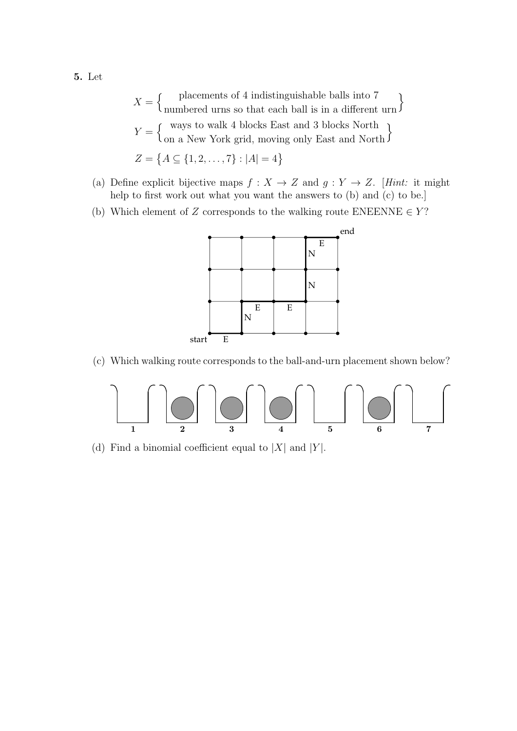**5.** Let

$$X = \left\{ \begin{array}{c} \text{placements of 4 indistinguishable balls into 7} \\ \text{numbered urns so that each ball is in a different urn} \end{array} \right\}$$

$$Y = \left\{ \begin{array}{c} \text{ways to walk 4 blocks East and 3 blocks North} \\ \text{on a New York grid, moving only East and North} \end{array} \right\}$$

$$Z = \{ A \subseteq \{1, 2, \ldots, 7\} : |A| = 4 \}$$

(a) Define explicit bijective maps $f : X \to Z$ and $g : Y \to Z$. [*Hint:* it might help to first work out what you want the answers to (b) and (c) to be.]

(b) Which element of $Z$ corresponds to the walking route ENEENNE $\in Y$?

end

E

N

N

E E

N

start E

(c) Which walking route corresponds to the ball-and-urn placement shown below?

1 2 3 4 5 6 7

(d) Find a binomial coefficient equal to $|X|$ and $|Y|$.